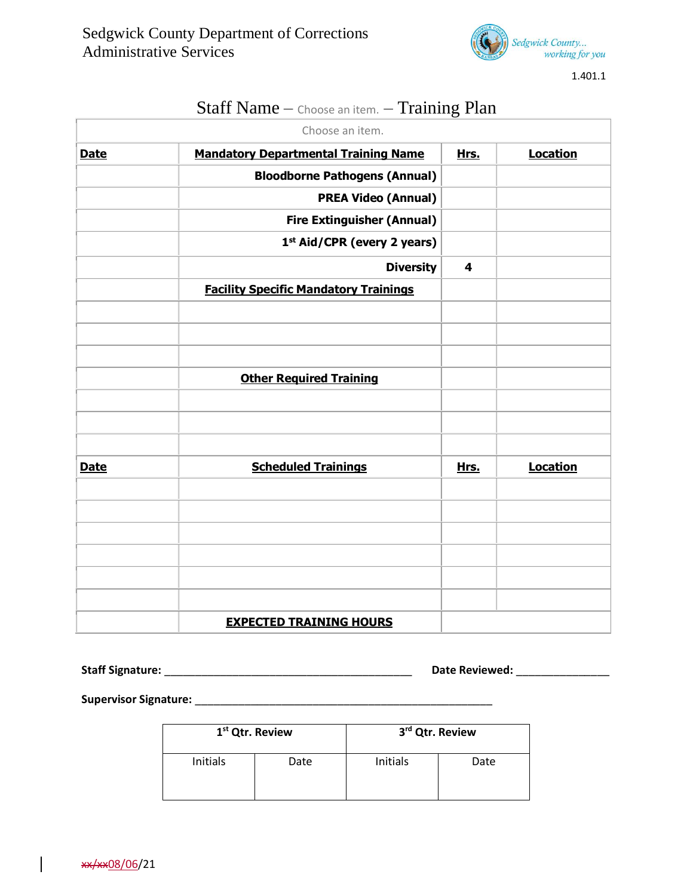Sedgwick County Department of Corrections
Administrative Services

Sedgwick County... working for you

1.401.1

# Staff Name – Choose an item. – Training Plan

| Choose an item. | | | |
|---|---|---|---|
| **Date** | **Mandatory Departmental Training Name** | **Hrs.** | **Location** |
| | **Bloodborne Pathogens (Annual)** | | |
| | **PREA Video (Annual)** | | |
| | **Fire Extinguisher (Annual)** | | |
| | **1st Aid/CPR (every 2 years)** | | |
| | **Diversity** | **4** | |
| | **Facility Specific Mandatory Trainings** | | |
| | | | |
| | | | |
| | | | |
| | **Other Required Training** | | |
| | | | |
| | | | |
| | | | |
| **Date** | **Scheduled Trainings** | **Hrs.** | **Location** |
| | | | |
| | | | |
| | | | |
| | | | |
| | | | |
| | | | |
| | **EXPECTED TRAINING HOURS** | | |

**Staff Signature:** __________________________________________ **Date Reviewed:** ________________

**Supervisor Signature:** ____________________________________________________

| 1st Qtr. Review | | 3rd Qtr. Review | |
|---|---|---|---|
| Initials | Date | Initials | Date |
| | | | |

~~xx/xx~~08/06/21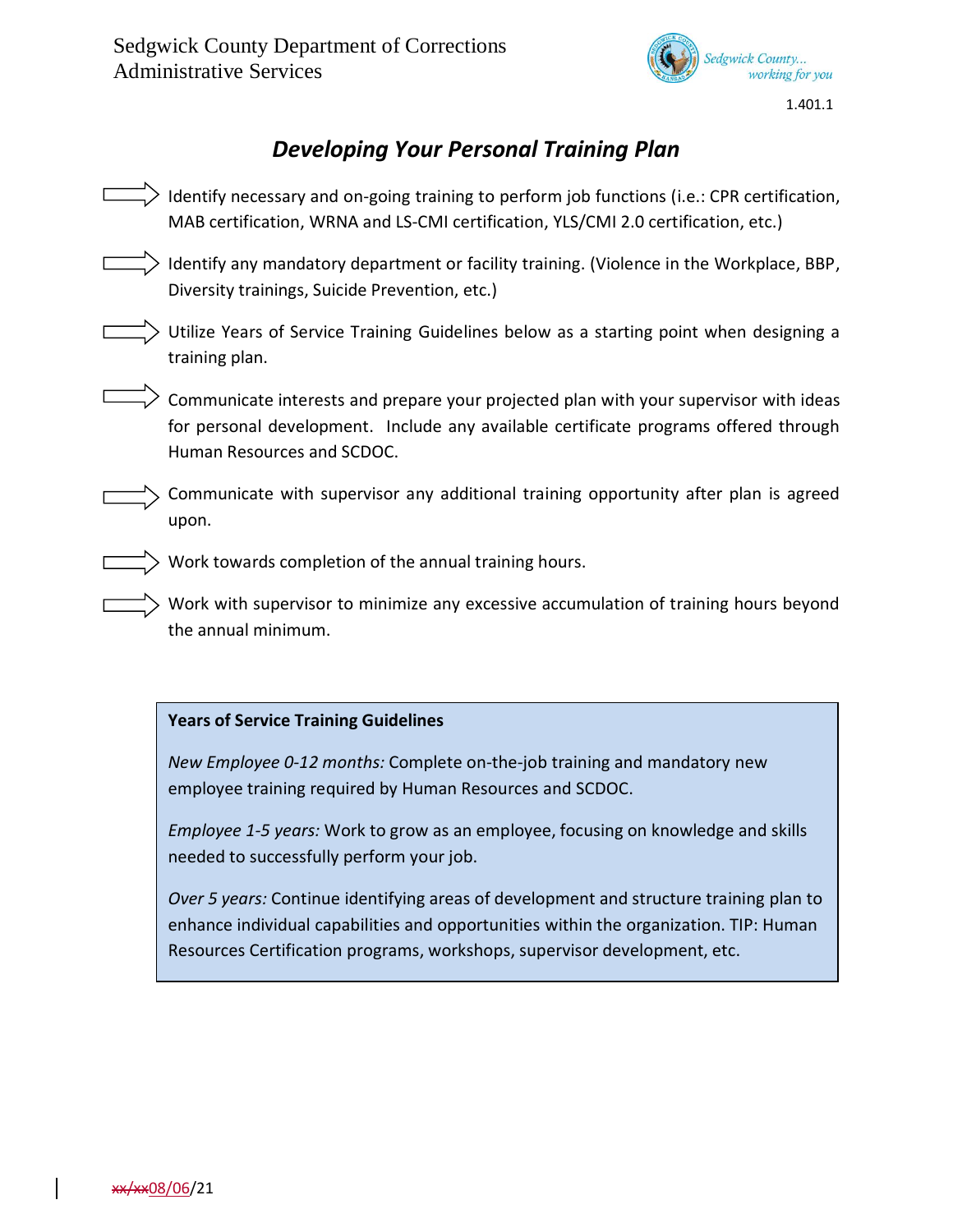# Developing Your Personal Training Plan

- Identify necessary and on-going training to perform job functions (i.e.: CPR certification, MAB certification, WRNA and LS-CMI certification, YLS/CMI 2.0 certification, etc.)
- Identify any mandatory department or facility training. (Violence in the Workplace, BBP, Diversity trainings, Suicide Prevention, etc.)
- Utilize Years of Service Training Guidelines below as a starting point when designing a training plan.
- Communicate interests and prepare your projected plan with your supervisor with ideas for personal development. Include any available certificate programs offered through Human Resources and SCDOC.
- Communicate with supervisor any additional training opportunity after plan is agreed upon.
- Work towards completion of the annual training hours.
- Work with supervisor to minimize any excessive accumulation of training hours beyond the annual minimum.

**Years of Service Training Guidelines**

*New Employee 0-12 months:* Complete on-the-job training and mandatory new employee training required by Human Resources and SCDOC.

*Employee 1-5 years:* Work to grow as an employee, focusing on knowledge and skills needed to successfully perform your job.

*Over 5 years:* Continue identifying areas of development and structure training plan to enhance individual capabilities and opportunities within the organization. TIP: Human Resources Certification programs, workshops, supervisor development, etc.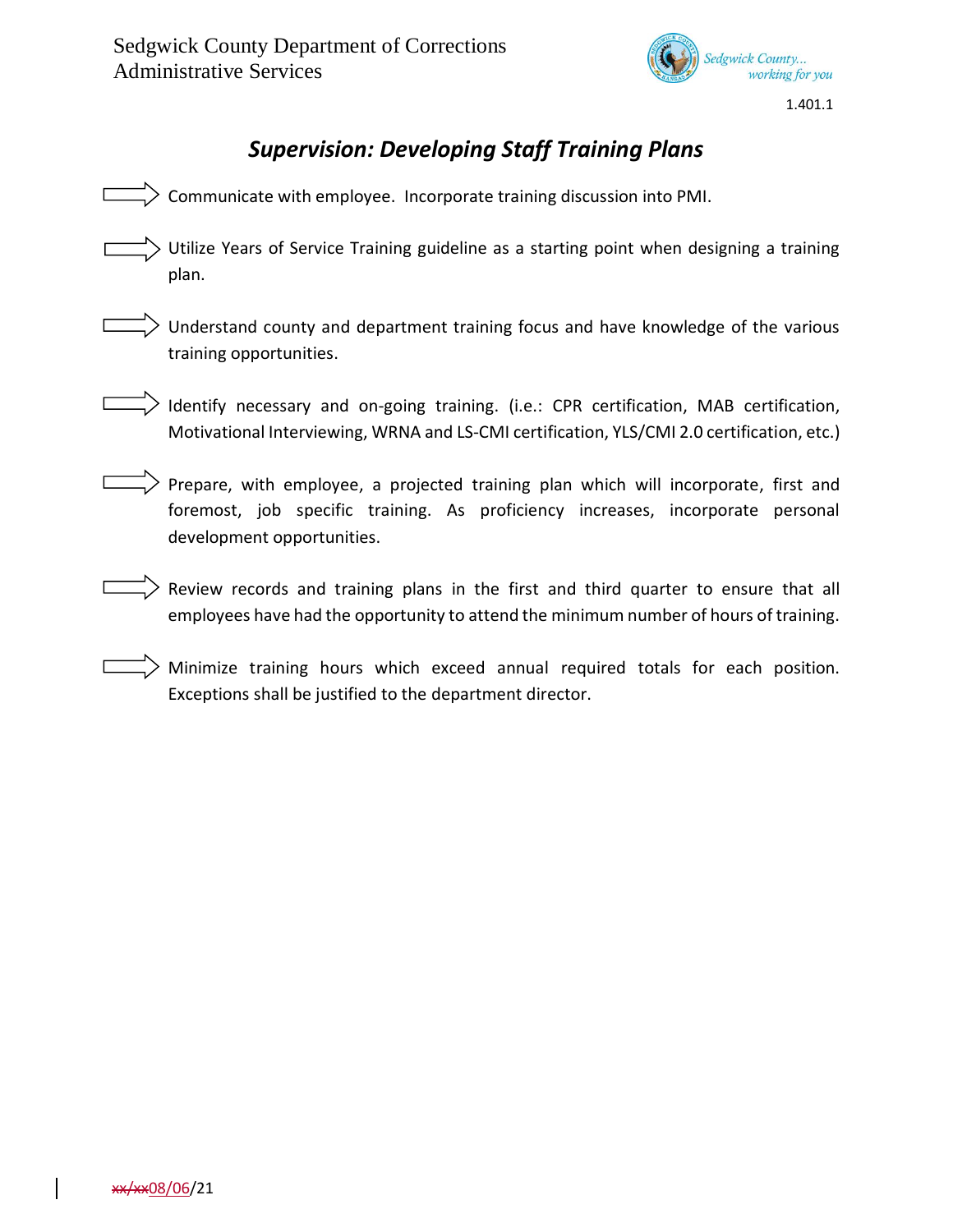Sedgwick County Department of Corrections
Administrative Services

1.401.1

## *Supervision: Developing Staff Training Plans*

- Communicate with employee. Incorporate training discussion into PMI.
- Utilize Years of Service Training guideline as a starting point when designing a training plan.
- Understand county and department training focus and have knowledge of the various training opportunities.
- Identify necessary and on-going training. (i.e.: CPR certification, MAB certification, Motivational Interviewing, WRNA and LS-CMI certification, YLS/CMI 2.0 certification, etc.)
- Prepare, with employee, a projected training plan which will incorporate, first and foremost, job specific training. As proficiency increases, incorporate personal development opportunities.
- Review records and training plans in the first and third quarter to ensure that all employees have had the opportunity to attend the minimum number of hours of training.
- Minimize training hours which exceed annual required totals for each position. Exceptions shall be justified to the department director.

~~xx/xx~~08/06/21